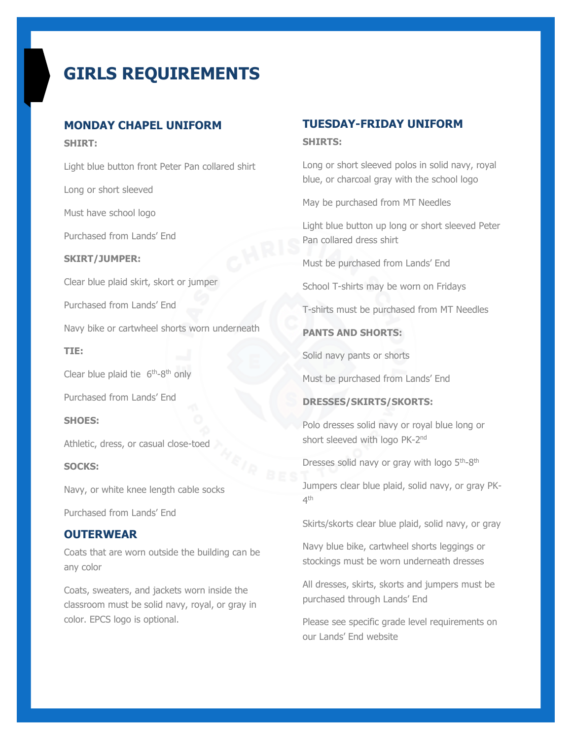# GIRLS REQUIREMENTS

## MONDAY CHAPEL UNIFORM

**SHIRT:**

Light blue button front Peter Pan collared shirt

Long or short sleeved

Must have school logo

Purchased from Lands' End

**SKIRT/JUMPER:**

Clear blue plaid skirt, skort or jumper

Purchased from Lands' End

Navy bike or cartwheel shorts worn underneath

**TIE:**

Clear blue plaid tie 6th-8th only

Purchased from Lands' End

**SHOES:**

Athletic, dress, or casual close-toed

**SOCKS:**

Navy, or white knee length cable socks

Purchased from Lands' End

## OUTERWEAR

Coats that are worn outside the building can be any color

Coats, sweaters, and jackets worn inside the classroom must be solid navy, royal, or gray in color. EPCS logo is optional.

## TUESDAY-FRIDAY UNIFORM

**SHIRTS:**

Long or short sleeved polos in solid navy, royal blue, or charcoal gray with the school logo

May be purchased from MT Needles

Light blue button up long or short sleeved Peter Pan collared dress shirt

Must be purchased from Lands' End

School T-shirts may be worn on Fridays

T-shirts must be purchased from MT Needles

**PANTS AND SHORTS:**

Solid navy pants or shorts

Must be purchased from Lands' End

**DRESSES/SKIRTS/SKORTS:**

Polo dresses solid navy or royal blue long or short sleeved with logo PK-2nd

Dresses solid navy or gray with logo 5th-8th

Jumpers clear blue plaid, solid navy, or gray PK-4th

Skirts/skorts clear blue plaid, solid navy, or gray

Navy blue bike, cartwheel shorts leggings or stockings must be worn underneath dresses

All dresses, skirts, skorts and jumpers must be purchased through Lands' End

Please see specific grade level requirements on our Lands' End website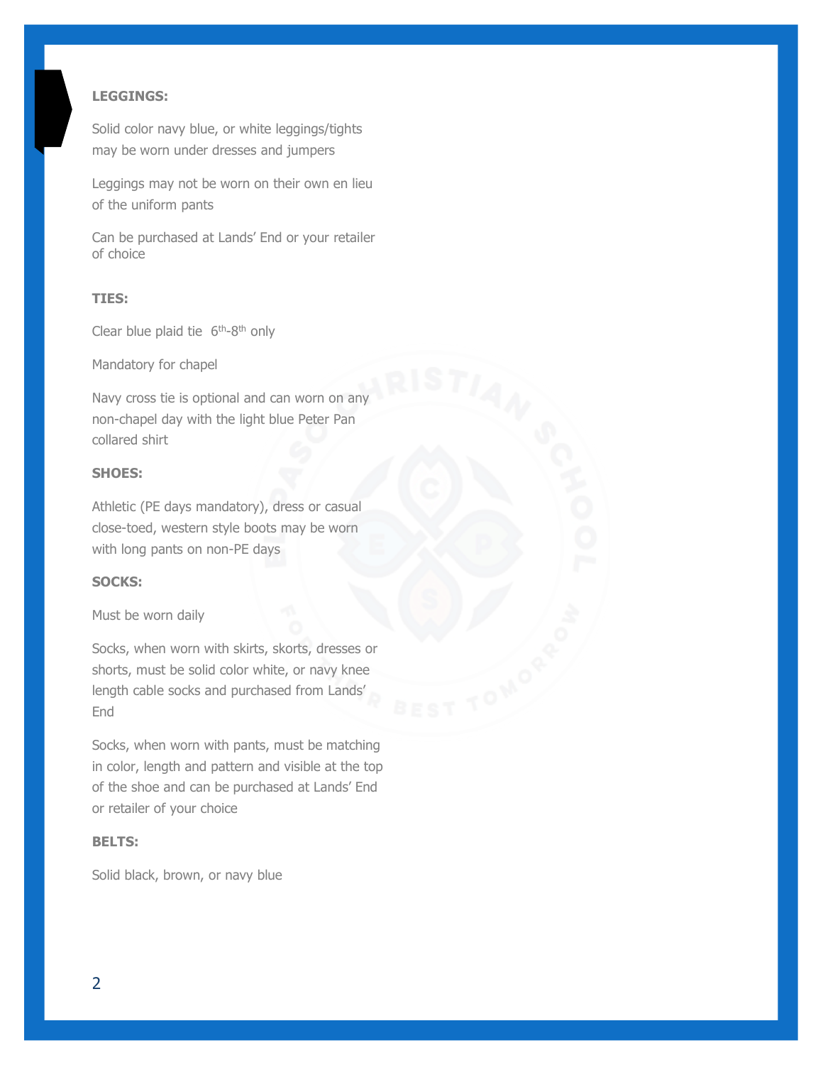**LEGGINGS:**

Solid color navy blue, or white leggings/tights may be worn under dresses and jumpers

Leggings may not be worn on their own en lieu of the uniform pants

Can be purchased at Lands' End or your retailer of choice

**TIES:**

Clear blue plaid tie 6th-8th only

Mandatory for chapel

Navy cross tie is optional and can worn on any non-chapel day with the light blue Peter Pan collared shirt

**SHOES:**

Athletic (PE days mandatory), dress or casual close-toed, western style boots may be worn with long pants on non-PE days

**SOCKS:**

Must be worn daily

Socks, when worn with skirts, skorts, dresses or shorts, must be solid color white, or navy knee length cable socks and purchased from Lands' End

Socks, when worn with pants, must be matching in color, length and pattern and visible at the top of the shoe and can be purchased at Lands' End or retailer of your choice

**BELTS:**

Solid black, brown, or navy blue